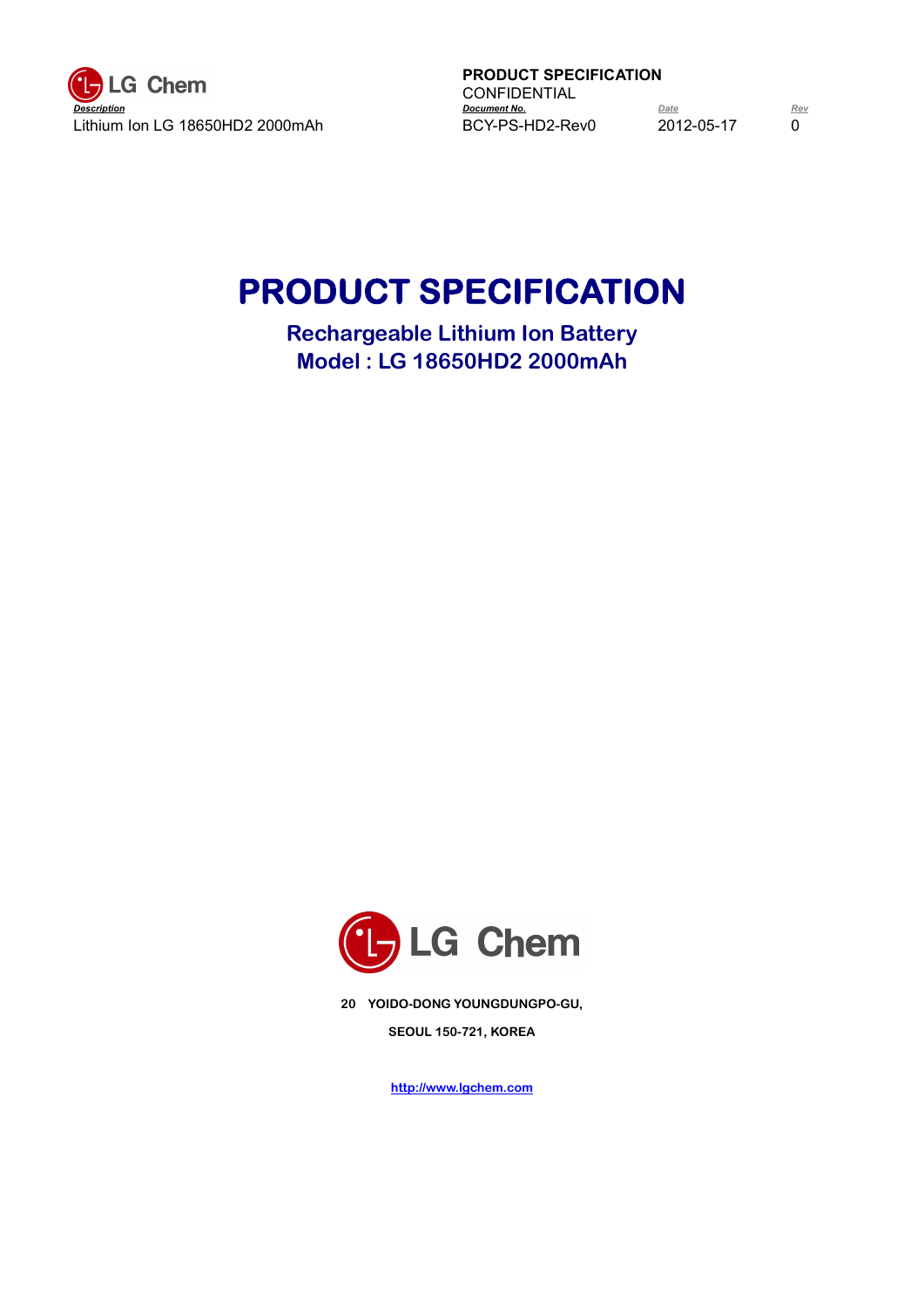# PRODUCT SPECIFICATION

**Rechargeable Lithium Ion Battery**
**Model : LG 18650HD2 2000mAh**

LG Chem

**20 YOIDO-DONG YOUNGDUNGPO-GU,**

**SEOUL 150-721, KOREA**

http://www.lgchem.com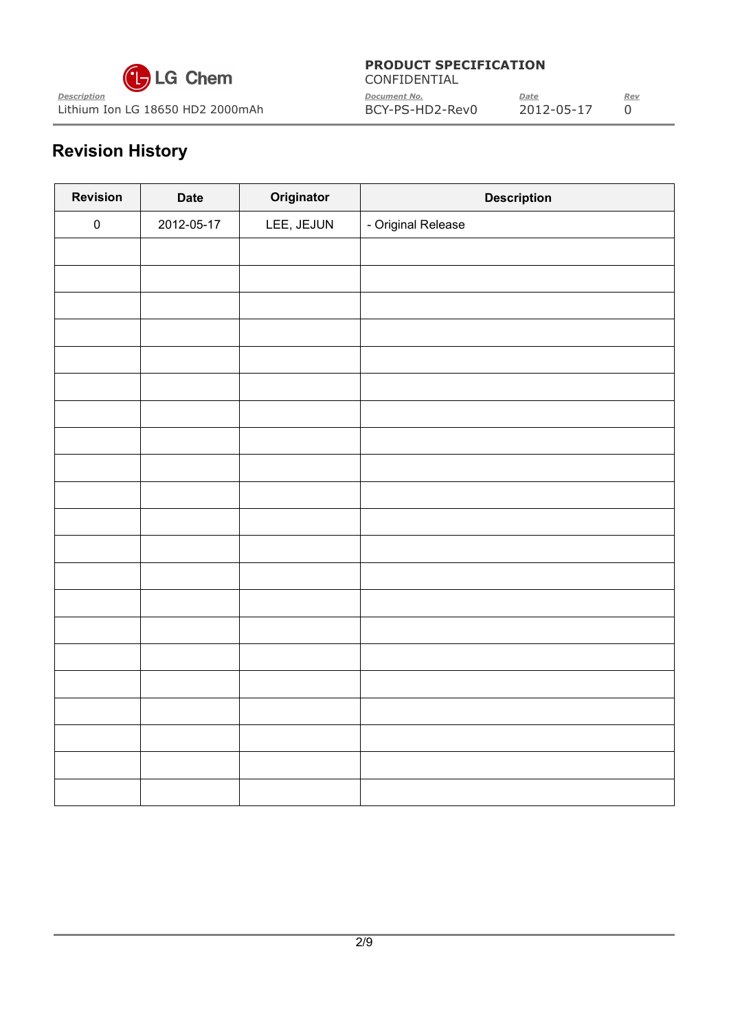## Revision History

| Revision | Date | Originator | Description |
|---|---|---|---|
| 0 | 2012-05-17 | LEE, JEJUN | - Original Release |
| | | | |
| | | | |
| | | | |
| | | | |
| | | | |
| | | | |
| | | | |
| | | | |
| | | | |
| | | | |
| | | | |
| | | | |
| | | | |
| | | | |
| | | | |
| | | | |
| | | | |
| | | | |
| | | | |
| | | | |
| | | | |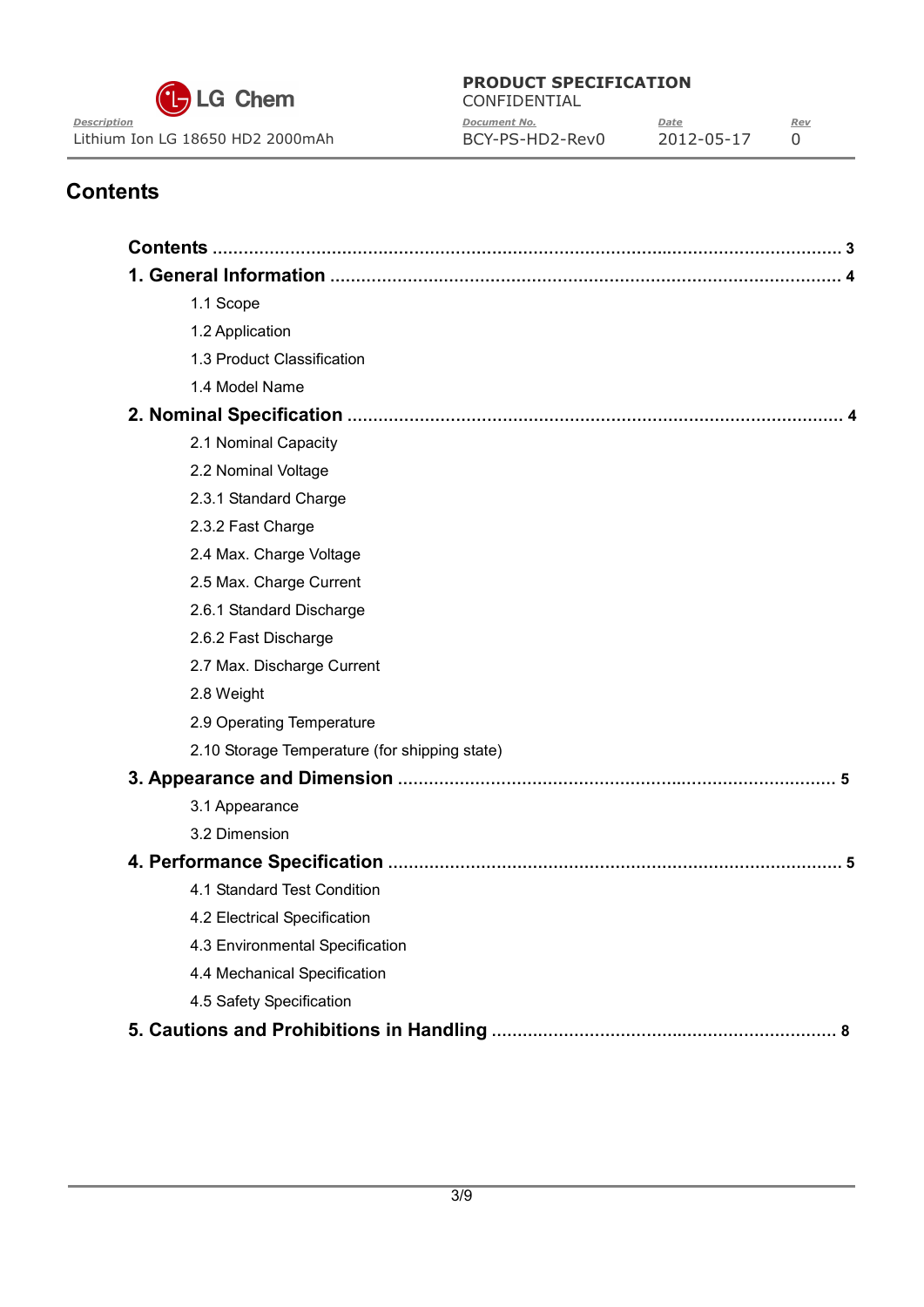# Contents

**Contents** ........................................................................................................................ **3**

**1. General Information** ................................................................................................ **4**

- 1.1 Scope
- 1.2 Application
- 1.3 Product Classification
- 1.4 Model Name

**2. Nominal Specification** ............................................................................................ **4**

- 2.1 Nominal Capacity
- 2.2 Nominal Voltage
- 2.3.1 Standard Charge
- 2.3.2 Fast Charge
- 2.4 Max. Charge Voltage
- 2.5 Max. Charge Current
- 2.6.1 Standard Discharge
- 2.6.2 Fast Discharge
- 2.7 Max. Discharge Current
- 2.8 Weight
- 2.9 Operating Temperature
- 2.10 Storage Temperature (for shipping state)

**3. Appearance and Dimension** .................................................................................. **5**

- 3.1 Appearance
- 3.2 Dimension

**4. Performance Specification** ..................................................................................... **5**

- 4.1 Standard Test Condition
- 4.2 Electrical Specification
- 4.3 Environmental Specification
- 4.4 Mechanical Specification
- 4.5 Safety Specification

**5. Cautions and Prohibitions in Handling** ................................................................. **8**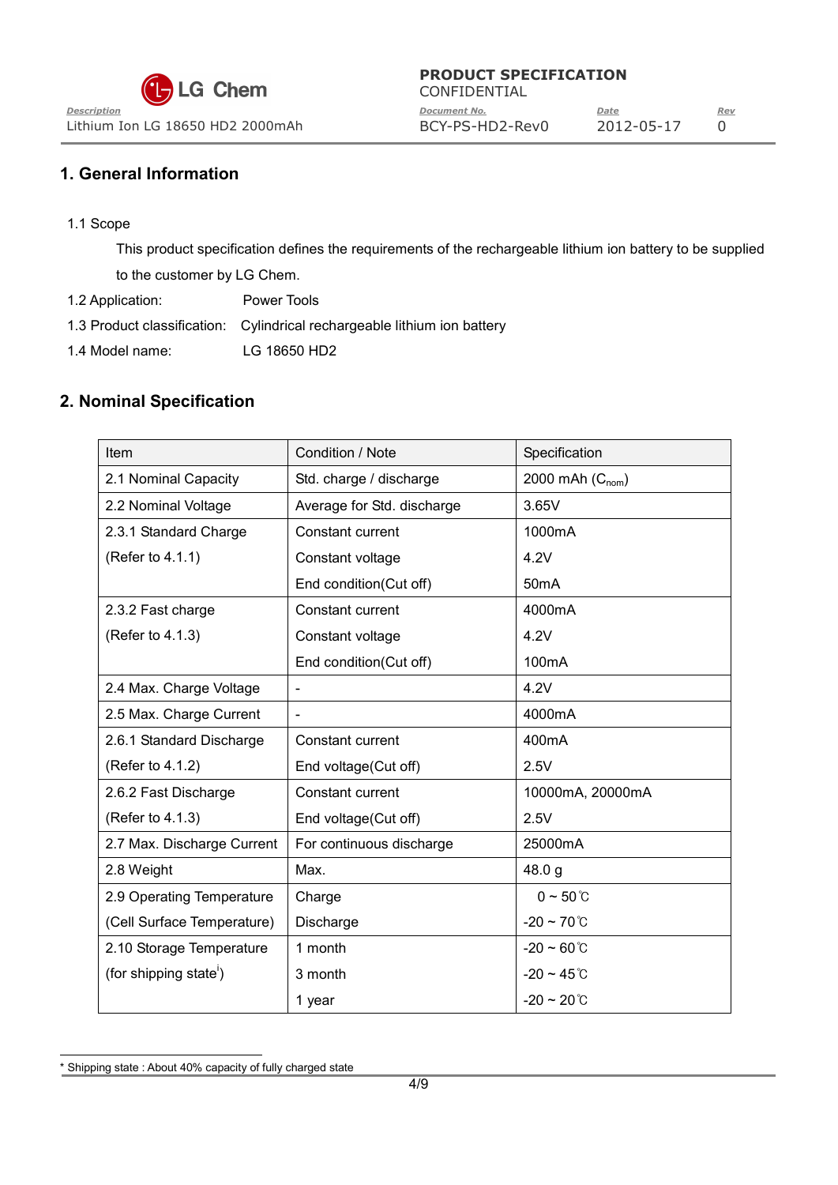## 1. General Information

1.1 Scope

This product specification defines the requirements of the rechargeable lithium ion battery to be supplied to the customer by LG Chem.

1.2 Application: Power Tools

1.3 Product classification: Cylindrical rechargeable lithium ion battery

1.4 Model name: LG 18650 HD2

## 2. Nominal Specification

| Item | Condition / Note | Specification |
|---|---|---|
| 2.1 Nominal Capacity | Std. charge / discharge | 2000 mAh ($C_{nom}$) |
| 2.2 Nominal Voltage | Average for Std. discharge | 3.65V |
| 2.3.1 Standard Charge (Refer to 4.1.1) | Constant current | 1000mA |
| | Constant voltage | 4.2V |
| | End condition(Cut off) | 50mA |
| 2.3.2 Fast charge (Refer to 4.1.3) | Constant current | 4000mA |
| | Constant voltage | 4.2V |
| | End condition(Cut off) | 100mA |
| 2.4 Max. Charge Voltage | - | 4.2V |
| 2.5 Max. Charge Current | - | 4000mA |
| 2.6.1 Standard Discharge (Refer to 4.1.2) | Constant current | 400mA |
| | End voltage(Cut off) | 2.5V |
| 2.6.2 Fast Discharge (Refer to 4.1.3) | Constant current | 10000mA, 20000mA |
| | End voltage(Cut off) | 2.5V |
| 2.7 Max. Discharge Current | For continuous discharge | 25000mA |
| 2.8 Weight | Max. | 48.0 g |
| 2.9 Operating Temperature (Cell Surface Temperature) | Charge | 0 ~ 50℃ |
| | Discharge | -20 ~ 70℃ |
| 2.10 Storage Temperature (for shipping state[i]) | 1 month | -20 ~ 60℃ |
| | 3 month | -20 ~ 45℃ |
| | 1 year | -20 ~ 20℃ |

* Shipping state : About 40% capacity of fully charged state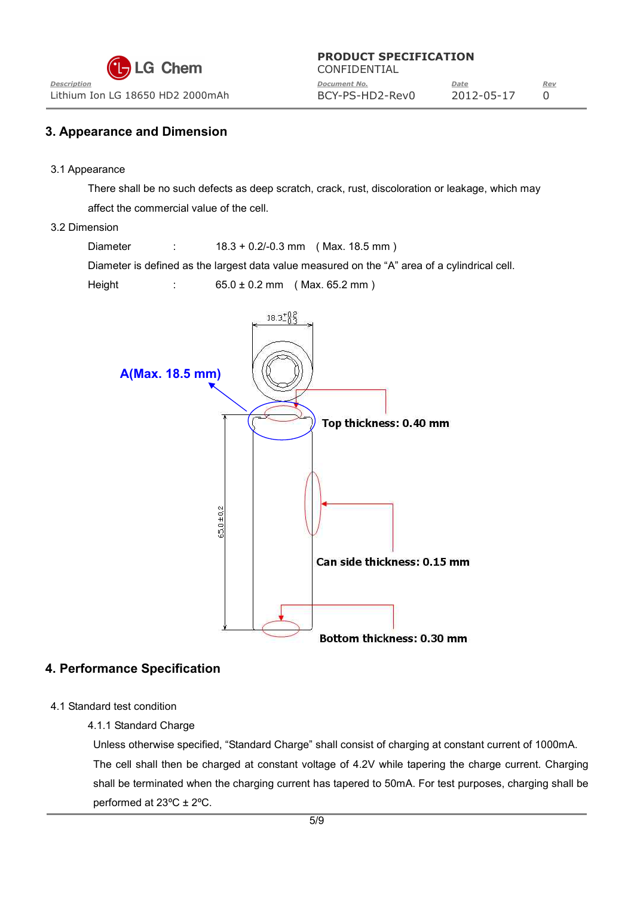## 3. Appearance and Dimension

3.1 Appearance

There shall be no such defects as deep scratch, crack, rust, discoloration or leakage, which may affect the commercial value of the cell.

3.2 Dimension

Diameter : 18.3 + 0.2/-0.3 mm ( Max. 18.5 mm )

Diameter is defined as the largest data value measured on the “A” area of a cylindrical cell.

Height : 65.0 ± 0.2 mm ( Max. 65.2 mm )

A(Max. 18.5 mm)

Top thickness: 0.40 mm

Can side thickness: 0.15 mm

Bottom thickness: 0.30 mm

## 4. Performance Specification

4.1 Standard test condition

4.1.1 Standard Charge

Unless otherwise specified, “Standard Charge” shall consist of charging at constant current of 1000mA. The cell shall then be charged at constant voltage of 4.2V while tapering the charge current. Charging shall be terminated when the charging current has tapered to 50mA. For test purposes, charging shall be performed at 23ºC ± 2ºC.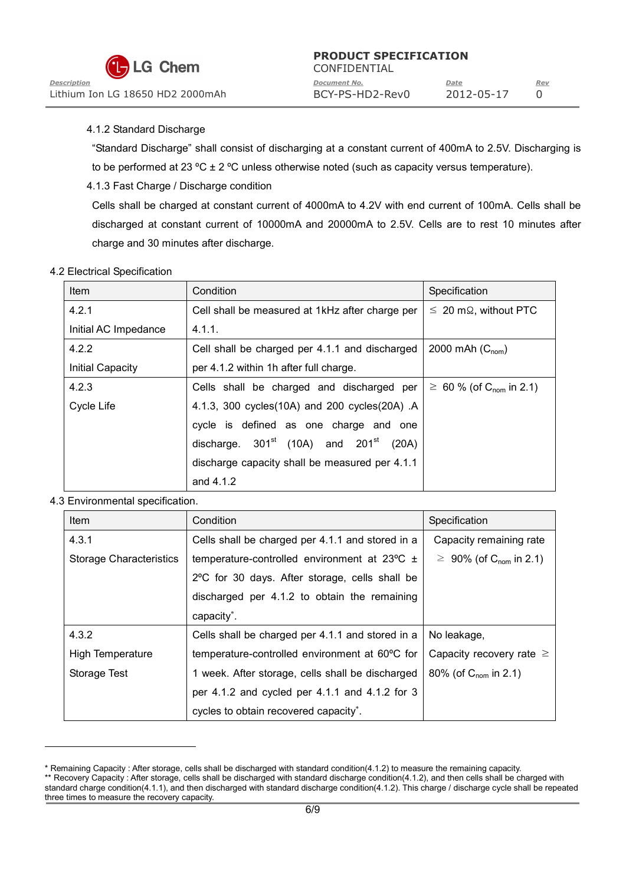4.1.2 Standard Discharge

"Standard Discharge" shall consist of discharging at a constant current of 400mA to 2.5V. Discharging is to be performed at 23 ºC ± 2 ºC unless otherwise noted (such as capacity versus temperature).

4.1.3 Fast Charge / Discharge condition

Cells shall be charged at constant current of 4000mA to 4.2V with end current of 100mA. Cells shall be discharged at constant current of 10000mA and 20000mA to 2.5V. Cells are to rest 10 minutes after charge and 30 minutes after discharge.

4.2 Electrical Specification

| Item | Condition | Specification |
|---|---|---|
| 4.2.1 Initial AC Impedance | Cell shall be measured at 1kHz after charge per 4.1.1. | ≤ 20 mΩ, without PTC |
| 4.2.2 Initial Capacity | Cell shall be charged per 4.1.1 and discharged per 4.1.2 within 1h after full charge. | 2000 mAh ($C_{nom}$) |
| 4.2.3 Cycle Life | Cells shall be charged and discharged per 4.1.3, 300 cycles(10A) and 200 cycles(20A) .A cycle is defined as one charge and one discharge. 301st (10A) and 201st (20A) discharge capacity shall be measured per 4.1.1 and 4.1.2 | ≥ 60 % (of $C_{nom}$ in 2.1) |

4.3 Environmental specification.

| Item | Condition | Specification |
|---|---|---|
| 4.3.1 Storage Characteristics | Cells shall be charged per 4.1.1 and stored in a temperature-controlled environment at 23ºC ± 2ºC for 30 days. After storage, cells shall be discharged per 4.1.2 to obtain the remaining capacity*. | Capacity remaining rate ≥ 90% (of $C_{nom}$ in 2.1) |
| 4.3.2 High Temperature Storage Test | Cells shall be charged per 4.1.1 and stored in a temperature-controlled environment at 60ºC for 1 week. After storage, cells shall be discharged per 4.1.2 and cycled per 4.1.1 and 4.1.2 for 3 cycles to obtain recovered capacity*. | No leakage, Capacity recovery rate ≥ 80% (of $C_{nom}$ in 2.1) |

---

* Remaining Capacity : After storage, cells shall be discharged with standard condition(4.1.2) to measure the remaining capacity.

** Recovery Capacity : After storage, cells shall be discharged with standard discharge condition(4.1.2), and then cells shall be charged with standard charge condition(4.1.1), and then discharged with standard discharge condition(4.1.2). This charge / discharge cycle shall be repeated three times to measure the recovery capacity.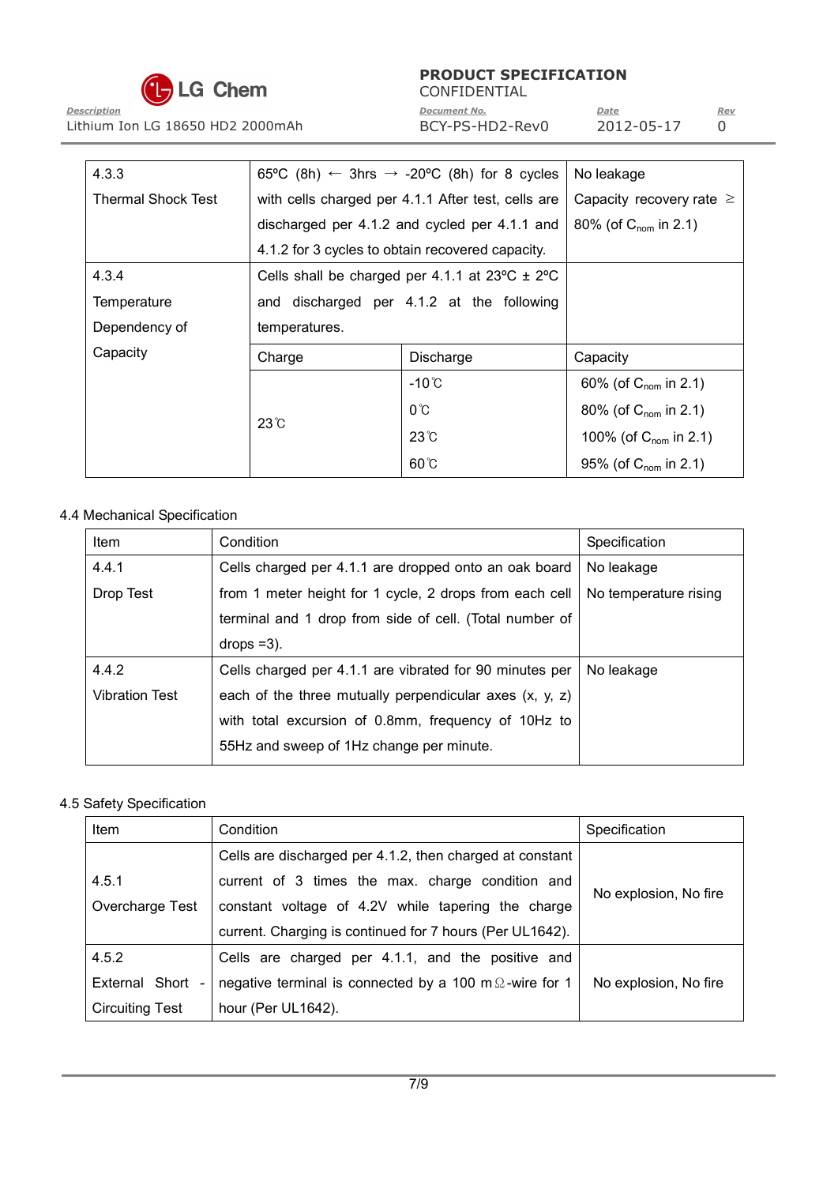| 4.3.3 Thermal Shock Test | 65ºC (8h) ← 3hrs → -20ºC (8h) for 8 cycles with cells charged per 4.1.1 After test, cells are discharged per 4.1.2 and cycled per 4.1.1 and 4.1.2 for 3 cycles to obtain recovered capacity. | | No leakage Capacity recovery rate ≥ 80% (of $C_{nom}$ in 2.1) |
|---|---|---|---|
| 4.3.4 Temperature Dependency of Capacity | Cells shall be charged per 4.1.1 at 23ºC ± 2ºC and discharged per 4.1.2 at the following temperatures. | | |
| | Charge | Discharge | Capacity |
| | 23℃ | -10℃ | 60% (of $C_{nom}$ in 2.1) |
| | | 0℃ | 80% (of $C_{nom}$ in 2.1) |
| | | 23℃ | 100% (of $C_{nom}$ in 2.1) |
| | | 60℃ | 95% (of $C_{nom}$ in 2.1) |

4.4 Mechanical Specification

| Item | Condition | Specification |
|---|---|---|
| 4.4.1 Drop Test | Cells charged per 4.1.1 are dropped onto an oak board from 1 meter height for 1 cycle, 2 drops from each cell terminal and 1 drop from side of cell. (Total number of drops =3). | No leakage No temperature rising |
| 4.4.2 Vibration Test | Cells charged per 4.1.1 are vibrated for 90 minutes per each of the three mutually perpendicular axes (x, y, z) with total excursion of 0.8mm, frequency of 10Hz to 55Hz and sweep of 1Hz change per minute. | No leakage |

4.5 Safety Specification

| Item | Condition | Specification |
|---|---|---|
| 4.5.1 Overcharge Test | Cells are discharged per 4.1.2, then charged at constant current of 3 times the max. charge condition and constant voltage of 4.2V while tapering the charge current. Charging is continued for 7 hours (Per UL1642). | No explosion, No fire |
| 4.5.2 External Short - Circuiting Test | Cells are charged per 4.1.1, and the positive and negative terminal is connected by a 100 mΩ-wire for 1 hour (Per UL1642). | No explosion, No fire |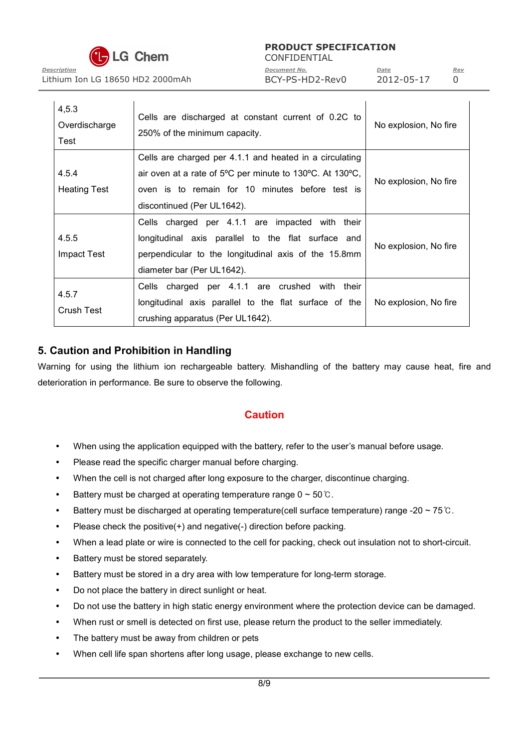| | | |
|---|---|---|
| 4,5.3 Overdischarge Test | Cells are discharged at constant current of 0.2C to 250% of the minimum capacity. | No explosion, No fire |
| 4.5.4 Heating Test | Cells are charged per 4.1.1 and heated in a circulating air oven at a rate of 5ºC per minute to 130ºC. At 130ºC, oven is to remain for 10 minutes before test is discontinued (Per UL1642). | No explosion, No fire |
| 4.5.5 Impact Test | Cells charged per 4.1.1 are impacted with their longitudinal axis parallel to the flat surface and perpendicular to the longitudinal axis of the 15.8mm diameter bar (Per UL1642). | No explosion, No fire |
| 4.5.7 Crush Test | Cells charged per 4.1.1 are crushed with their longitudinal axis parallel to the flat surface of the crushing apparatus (Per UL1642). | No explosion, No fire |

## 5. Caution and Prohibition in Handling

Warning for using the lithium ion rechargeable battery. Mishandling of the battery may cause heat, fire and deterioration in performance. Be sure to observe the following.

### Caution

- When using the application equipped with the battery, refer to the user's manual before usage.
- Please read the specific charger manual before charging.
- When the cell is not charged after long exposure to the charger, discontinue charging.
- Battery must be charged at operating temperature range 0 ~ 50℃.
- Battery must be discharged at operating temperature(cell surface temperature) range -20 ~ 75℃.
- Please check the positive(+) and negative(-) direction before packing.
- When a lead plate or wire is connected to the cell for packing, check out insulation not to short-circuit.
- Battery must be stored separately.
- Battery must be stored in a dry area with low temperature for long-term storage.
- Do not place the battery in direct sunlight or heat.
- Do not use the battery in high static energy environment where the protection device can be damaged.
- When rust or smell is detected on first use, please return the product to the seller immediately.
- The battery must be away from children or pets
- When cell life span shortens after long usage, please exchange to new cells.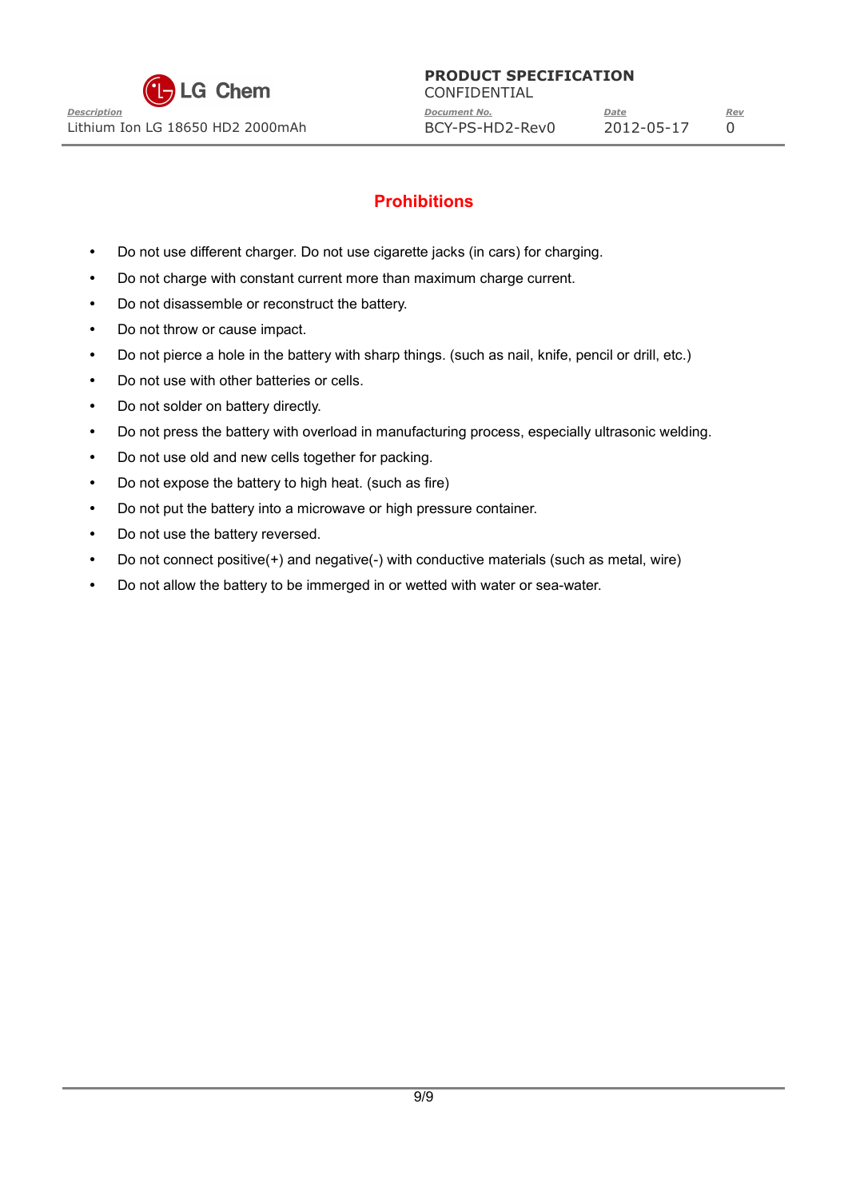## Prohibitions

- Do not use different charger. Do not use cigarette jacks (in cars) for charging.
- Do not charge with constant current more than maximum charge current.
- Do not disassemble or reconstruct the battery.
- Do not throw or cause impact.
- Do not pierce a hole in the battery with sharp things. (such as nail, knife, pencil or drill, etc.)
- Do not use with other batteries or cells.
- Do not solder on battery directly.
- Do not press the battery with overload in manufacturing process, especially ultrasonic welding.
- Do not use old and new cells together for packing.
- Do not expose the battery to high heat. (such as fire)
- Do not put the battery into a microwave or high pressure container.
- Do not use the battery reversed.
- Do not connect positive(+) and negative(-) with conductive materials (such as metal, wire)
- Do not allow the battery to be immerged in or wetted with water or sea-water.